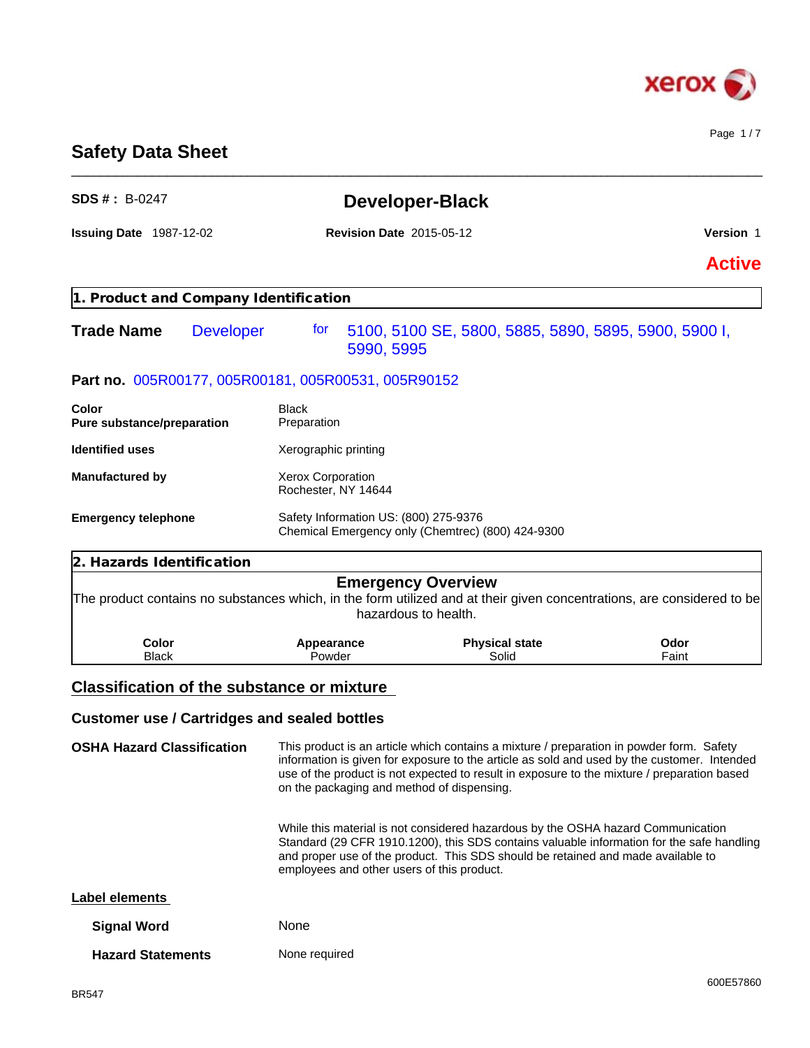# Safety Data Sheet

**SDS # :** B-0247

## Developer-Black

**Issuing Date** 1987-12-02 **Revision Date** 2015-05-12 **Version** 1

**Active**

## 1. Product and Company Identification

**Trade Name** Developer for 5100, 5100 SE, 5800, 5885, 5890, 5895, 5900, 5900 I, 5990, 5995

**Part no.** 005R00177, 005R00181, 005R00531, 005R90152

| | |
|---|---|
| **Color** | Black |
| **Pure substance/preparation** | Preparation |
| **Identified uses** | Xerographic printing |
| **Manufactured by** | Xerox Corporation<br>Rochester, NY 14644 |
| **Emergency telephone** | Safety Information US: (800) 275-9376<br>Chemical Emergency only (Chemtrec) (800) 424-9300 |

## 2. Hazards Identification

### Emergency Overview

The product contains no substances which, in the form utilized and at their given concentrations, are considered to be hazardous to health.

| Color | Appearance | Physical state | Odor |
|---|---|---|---|
| Black | Powder | Solid | Faint |

### Classification of the substance or mixture

### Customer use / Cartridges and sealed bottles

**OSHA Hazard Classification**

This product is an article which contains a mixture / preparation in powder form. Safety information is given for exposure to the article as sold and used by the customer. Intended use of the product is not expected to result in exposure to the mixture / preparation based on the packaging and method of dispensing.

While this material is not considered hazardous by the OSHA hazard Communication Standard (29 CFR 1910.1200), this SDS contains valuable information for the safe handling and proper use of the product. This SDS should be retained and made available to employees and other users of this product.

**Label elements**

**Signal Word** None

**Hazard Statements** None required

BR547

600E57860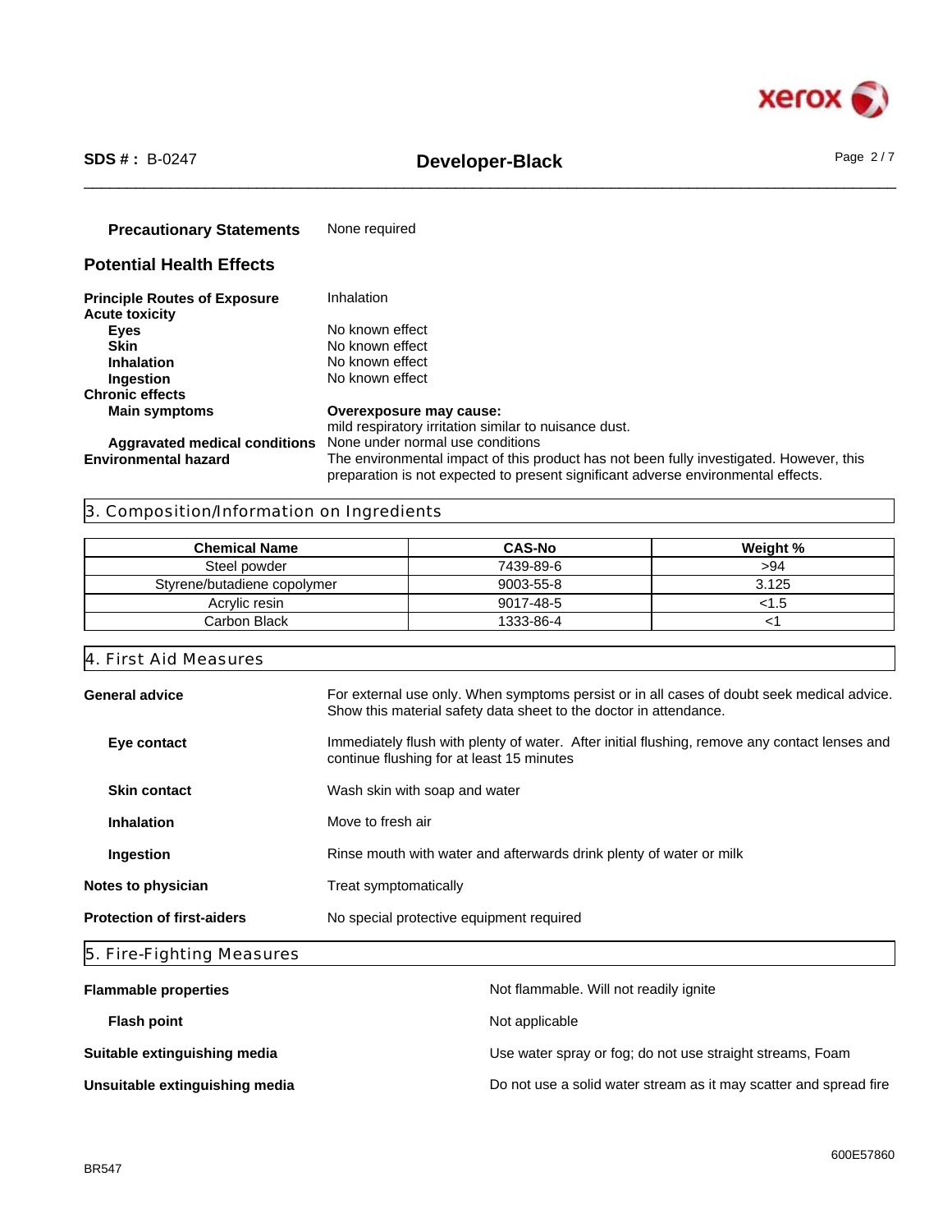**Precautionary Statements** None required

## Potential Health Effects

**Principle Routes of Exposure** Inhalation

**Acute toxicity**

- **Eyes** No known effect
- **Skin** No known effect
- **Inhalation** No known effect
- **Ingestion** No known effect

**Chronic effects**

- **Main symptoms** **Overexposure may cause:** mild respiratory irritation similar to nuisance dust.
- **Aggravated medical conditions** None under normal use conditions

**Environmental hazard** The environmental impact of this product has not been fully investigated. However, this preparation is not expected to present significant adverse environmental effects.

## 3. Composition/Information on Ingredients

| Chemical Name | CAS-No | Weight % |
|---|---|---|
| Steel powder | 7439-89-6 | >94 |
| Styrene/butadiene copolymer | 9003-55-8 | 3.125 |
| Acrylic resin | 9017-48-5 | <1.5 |
| Carbon Black | 1333-86-4 | <1 |

## 4. First Aid Measures

**General advice** For external use only. When symptoms persist or in all cases of doubt seek medical advice. Show this material safety data sheet to the doctor in attendance.

**Eye contact** Immediately flush with plenty of water. After initial flushing, remove any contact lenses and continue flushing for at least 15 minutes

**Skin contact** Wash skin with soap and water

**Inhalation** Move to fresh air

**Ingestion** Rinse mouth with water and afterwards drink plenty of water or milk

**Notes to physician** Treat symptomatically

**Protection of first-aiders** No special protective equipment required

## 5. Fire-Fighting Measures

**Flammable properties** Not flammable. Will not readily ignite

**Flash point** Not applicable

**Suitable extinguishing media** Use water spray or fog; do not use straight streams, Foam

**Unsuitable extinguishing media** Do not use a solid water stream as it may scatter and spread fire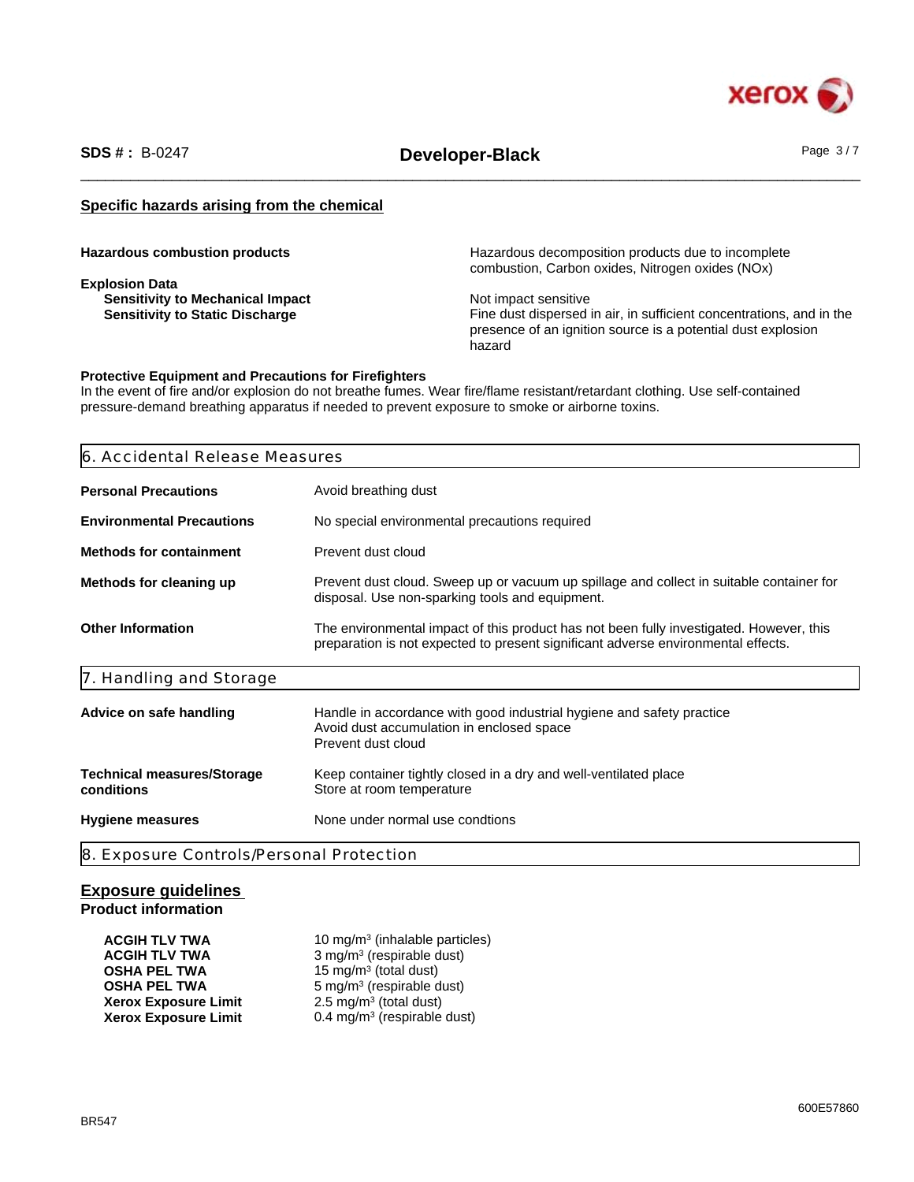## Specific hazards arising from the chemical

| | |
|---|---|
| **Hazardous combustion products** | Hazardous decomposition products due to incomplete combustion, Carbon oxides, Nitrogen oxides (NOx) |
| **Explosion Data** | |
| **Sensitivity to Mechanical Impact** | Not impact sensitive |
| **Sensitivity to Static Discharge** | Fine dust dispersed in air, in sufficient concentrations, and in the presence of an ignition source is a potential dust explosion hazard |

**Protective Equipment and Precautions for Firefighters**
In the event of fire and/or explosion do not breathe fumes. Wear fire/flame resistant/retardant clothing. Use self-contained pressure-demand breathing apparatus if needed to prevent exposure to smoke or airborne toxins.

## 6. Accidental Release Measures

| | |
|---|---|
| **Personal Precautions** | Avoid breathing dust |
| **Environmental Precautions** | No special environmental precautions required |
| **Methods for containment** | Prevent dust cloud |
| **Methods for cleaning up** | Prevent dust cloud. Sweep up or vacuum up spillage and collect in suitable container for disposal. Use non-sparking tools and equipment. |
| **Other Information** | The environmental impact of this product has not been fully investigated. However, this preparation is not expected to present significant adverse environmental effects. |

## 7. Handling and Storage

| | |
|---|---|
| **Advice on safe handling** | Handle in accordance with good industrial hygiene and safety practice<br>Avoid dust accumulation in enclosed space<br>Prevent dust cloud |
| **Technical measures/Storage conditions** | Keep container tightly closed in a dry and well-ventilated place<br>Store at room temperature |
| **Hygiene measures** | None under normal use condtions |

## 8. Exposure Controls/Personal Protection

### Exposure guidelines

**Product information**

| | |
|---|---|
| **ACGIH TLV TWA** | 10 mg/m$^3$ (inhalable particles) |
| **ACGIH TLV TWA** | 3 mg/m$^3$ (respirable dust) |
| **OSHA PEL TWA** | 15 mg/m$^3$ (total dust) |
| **OSHA PEL TWA** | 5 mg/m$^3$ (respirable dust) |
| **Xerox Exposure Limit** | 2.5 mg/m$^3$ (total dust) |
| **Xerox Exposure Limit** | 0.4 mg/m$^3$ (respirable dust) |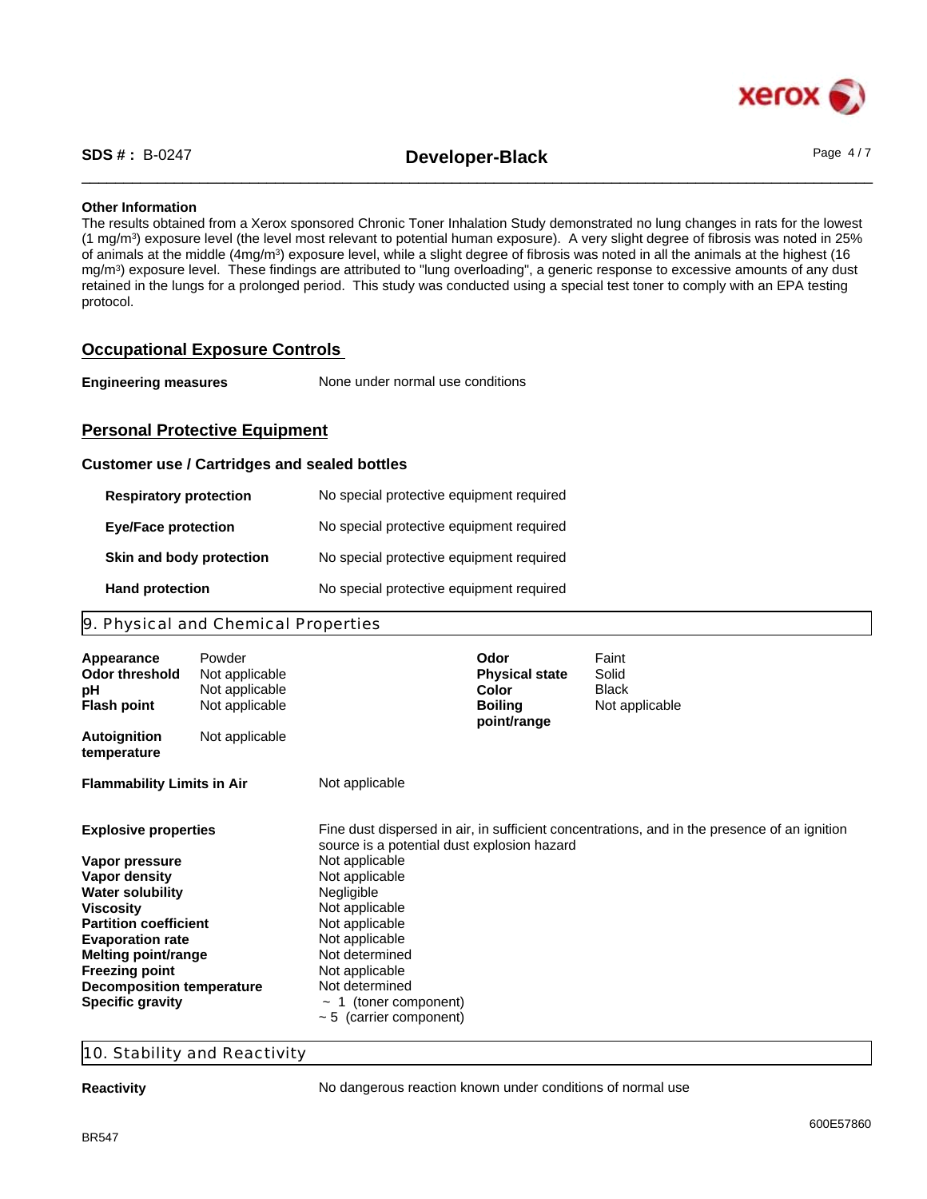**Other Information**

The results obtained from a Xerox sponsored Chronic Toner Inhalation Study demonstrated no lung changes in rats for the lowest (1 mg/m$^3$) exposure level (the level most relevant to potential human exposure). A very slight degree of fibrosis was noted in 25% of animals at the middle (4mg/m$^3$) exposure level, while a slight degree of fibrosis was noted in all the animals at the highest (16 mg/m$^3$) exposure level. These findings are attributed to "lung overloading", a generic response to excessive amounts of any dust retained in the lungs for a prolonged period. This study was conducted using a special test toner to comply with an EPA testing protocol.

## Occupational Exposure Controls

**Engineering measures** None under normal use conditions

## Personal Protective Equipment

### Customer use / Cartridges and sealed bottles

| | |
|---|---|
| **Respiratory protection** | No special protective equipment required |
| **Eye/Face protection** | No special protective equipment required |
| **Skin and body protection** | No special protective equipment required |
| **Hand protection** | No special protective equipment required |

## 9. Physical and Chemical Properties

| | | | |
|---|---|---|---|
| **Appearance** | Powder | **Odor** | Faint |
| **Odor threshold** | Not applicable | **Physical state** | Solid |
| **pH** | Not applicable | **Color** | Black |
| **Flash point** | Not applicable | **Boiling point/range** | Not applicable |
| **Autoignition temperature** | Not applicable | | |

| | |
|---|---|
| **Flammability Limits in Air** | Not applicable |
| **Explosive properties** | Fine dust dispersed in air, in sufficient concentrations, and in the presence of an ignition source is a potential dust explosion hazard |
| **Vapor pressure** | Not applicable |
| **Vapor density** | Not applicable |
| **Water solubility** | Negligible |
| **Viscosity** | Not applicable |
| **Partition coefficient** | Not applicable |
| **Evaporation rate** | Not applicable |
| **Melting point/range** | Not determined |
| **Freezing point** | Not applicable |
| **Decomposition temperature** | Not determined |
| **Specific gravity** | ~ 1 (toner component)<br>~ 5 (carrier component) |

## 10. Stability and Reactivity

**Reactivity** No dangerous reaction known under conditions of normal use

BR547

600E57860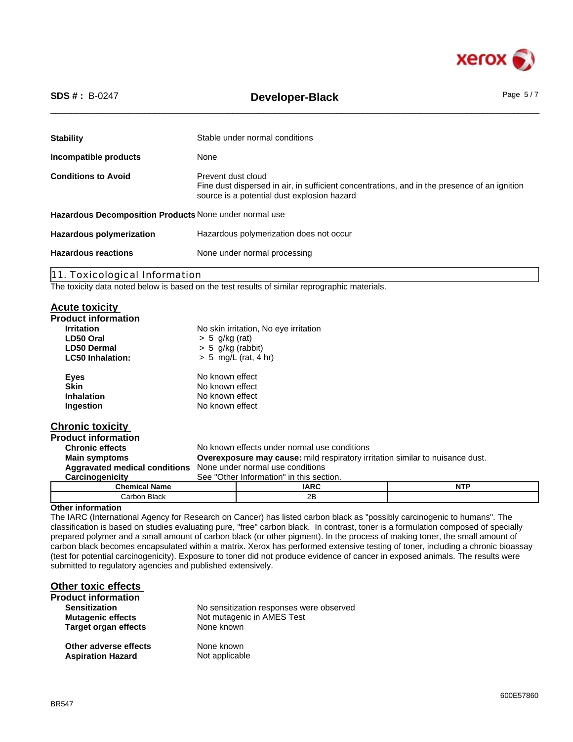| | |
|---|---|
| **Stability** | Stable under normal conditions |
| **Incompatible products** | None |
| **Conditions to Avoid** | Prevent dust cloud<br>Fine dust dispersed in air, in sufficient concentrations, and in the presence of an ignition source is a potential dust explosion hazard |
| **Hazardous Decomposition Products** | None under normal use |
| **Hazardous polymerization** | Hazardous polymerization does not occur |
| **Hazardous reactions** | None under normal processing |

## 11. Toxicological Information

The toxicity data noted below is based on the test results of similar reprographic materials.

### Acute toxicity

**Product information**

| | |
|---|---|
| **Irritation** | No skin irritation, No eye irritation |
| **LD50 Oral** | > 5 g/kg (rat) |
| **LD50 Dermal** | > 5 g/kg (rabbit) |
| **LC50 Inhalation:** | > 5 mg/L (rat, 4 hr) |
| **Eyes** | No known effect |
| **Skin** | No known effect |
| **Inhalation** | No known effect |
| **Ingestion** | No known effect |

### Chronic toxicity

**Product information**

| | |
|---|---|
| **Chronic effects** | No known effects under normal use conditions |
| **Main symptoms** | **Overexposure may cause:** mild respiratory irritation similar to nuisance dust. |
| **Aggravated medical conditions** | None under normal use conditions |
| **Carcinogenicity** | See "Other Information" in this section. |

| Chemical Name | IARC | NTP |
|---|---|---|
| Carbon Black | 2B | |

**Other information**

The IARC (International Agency for Research on Cancer) has listed carbon black as "possibly carcinogenic to humans". The classification is based on studies evaluating pure, "free" carbon black. In contrast, toner is a formulation composed of specially prepared polymer and a small amount of carbon black (or other pigment). In the process of making toner, the small amount of carbon black becomes encapsulated within a matrix. Xerox has performed extensive testing of toner, including a chronic bioassay (test for potential carcinogenicity). Exposure to toner did not produce evidence of cancer in exposed animals. The results were submitted to regulatory agencies and published extensively.

### Other toxic effects

**Product information**

| | |
|---|---|
| **Sensitization** | No sensitization responses were observed |
| **Mutagenic effects** | Not mutagenic in AMES Test |
| **Target organ effects** | None known |
| **Other adverse effects** | None known |
| **Aspiration Hazard** | Not applicable |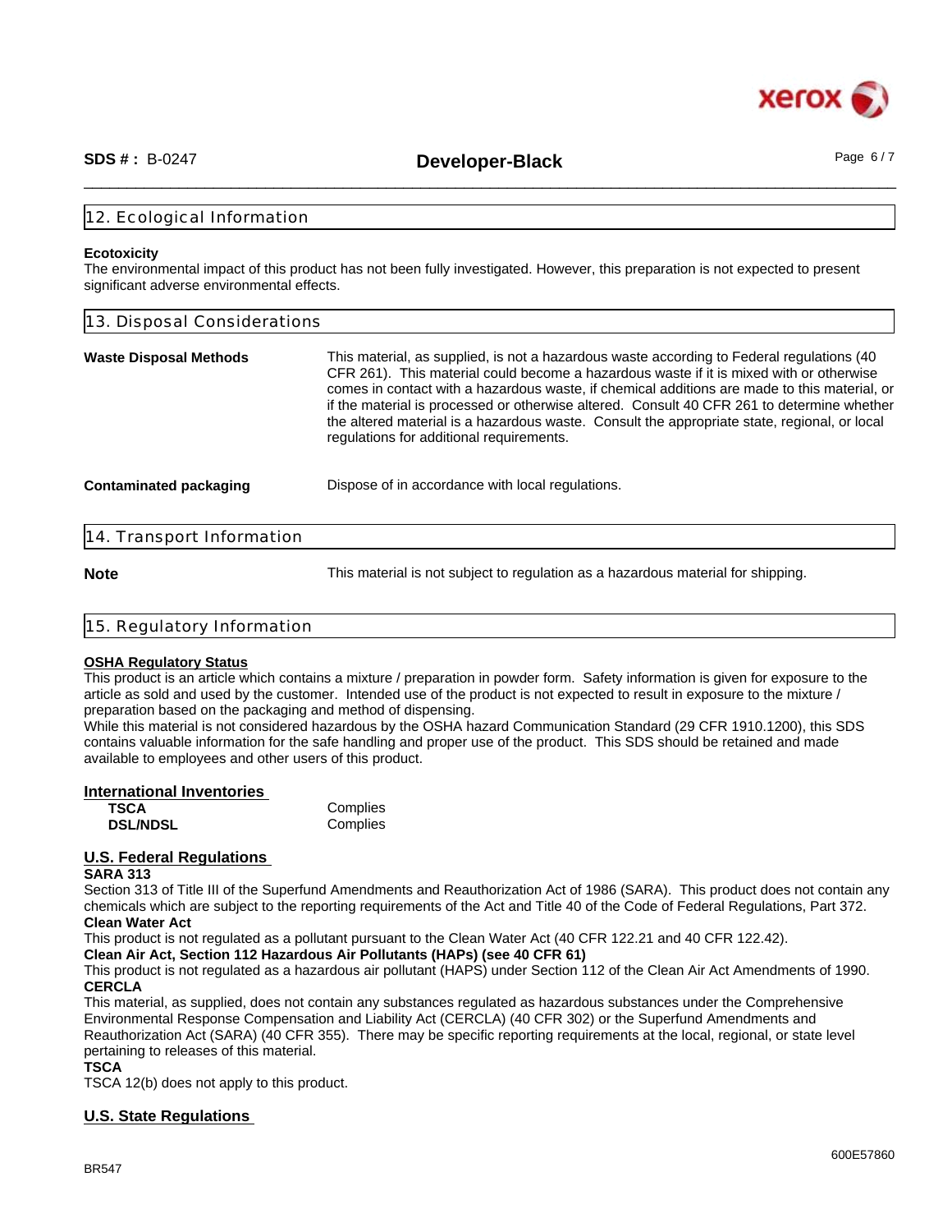## 12. Ecological Information

**Ecotoxicity**

The environmental impact of this product has not been fully investigated. However, this preparation is not expected to present significant adverse environmental effects.

## 13. Disposal Considerations

**Waste Disposal Methods** — This material, as supplied, is not a hazardous waste according to Federal regulations (40 CFR 261). This material could become a hazardous waste if it is mixed with or otherwise comes in contact with a hazardous waste, if chemical additions are made to this material, or if the material is processed or otherwise altered. Consult 40 CFR 261 to determine whether the altered material is a hazardous waste. Consult the appropriate state, regional, or local regulations for additional requirements.

**Contaminated packaging** — Dispose of in accordance with local regulations.

## 14. Transport Information

**Note** — This material is not subject to regulation as a hazardous material for shipping.

## 15. Regulatory Information

**OSHA Regulatory Status**

This product is an article which contains a mixture / preparation in powder form. Safety information is given for exposure to the article as sold and used by the customer. Intended use of the product is not expected to result in exposure to the mixture / preparation based on the packaging and method of dispensing.

While this material is not considered hazardous by the OSHA hazard Communication Standard (29 CFR 1910.1200), this SDS contains valuable information for the safe handling and proper use of the product. This SDS should be retained and made available to employees and other users of this product.

**International Inventories**

| | |
|---|---|
| **TSCA** | Complies |
| **DSL/NDSL** | Complies |

**U.S. Federal Regulations**

**SARA 313**

Section 313 of Title III of the Superfund Amendments and Reauthorization Act of 1986 (SARA). This product does not contain any chemicals which are subject to the reporting requirements of the Act and Title 40 of the Code of Federal Regulations, Part 372.

**Clean Water Act**

This product is not regulated as a pollutant pursuant to the Clean Water Act (40 CFR 122.21 and 40 CFR 122.42).

**Clean Air Act, Section 112 Hazardous Air Pollutants (HAPs) (see 40 CFR 61)**

This product is not regulated as a hazardous air pollutant (HAPS) under Section 112 of the Clean Air Act Amendments of 1990.

**CERCLA**

This material, as supplied, does not contain any substances regulated as hazardous substances under the Comprehensive Environmental Response Compensation and Liability Act (CERCLA) (40 CFR 302) or the Superfund Amendments and Reauthorization Act (SARA) (40 CFR 355). There may be specific reporting requirements at the local, regional, or state level pertaining to releases of this material.

**TSCA**

TSCA 12(b) does not apply to this product.

**U.S. State Regulations**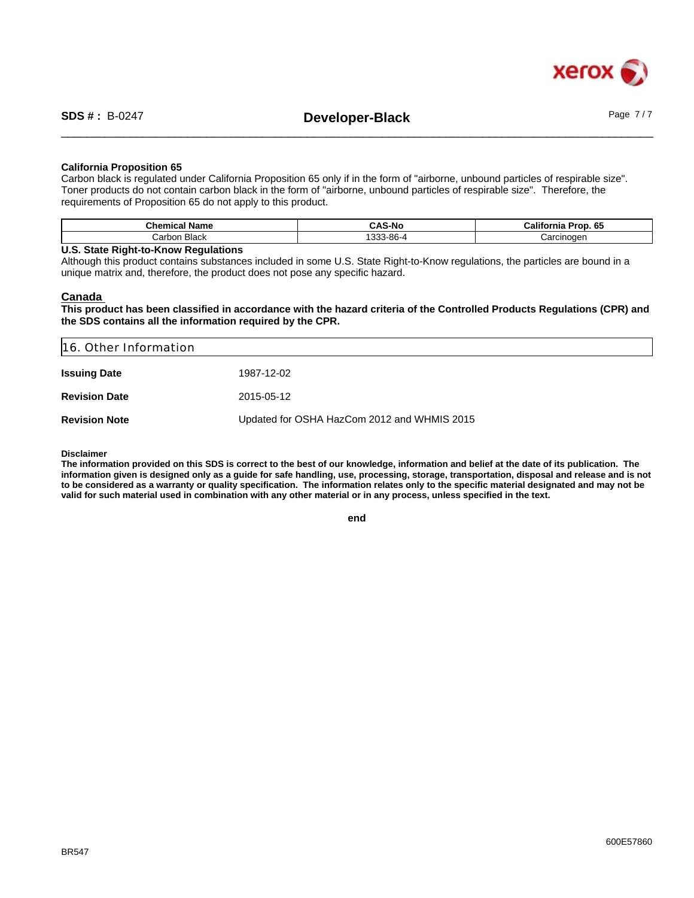**California Proposition 65**

Carbon black is regulated under California Proposition 65 only if in the form of "airborne, unbound particles of respirable size". Toner products do not contain carbon black in the form of "airborne, unbound particles of respirable size". Therefore, the requirements of Proposition 65 do not apply to this product.

| Chemical Name | CAS-No | California Prop. 65 |
|---|---|---|
| Carbon Black | 1333-86-4 | Carcinogen |

**U.S. State Right-to-Know Regulations**

Although this product contains substances included in some U.S. State Right-to-Know regulations, the particles are bound in a unique matrix and, therefore, the product does not pose any specific hazard.

## Canada

**This product has been classified in accordance with the hazard criteria of the Controlled Products Regulations (CPR) and the SDS contains all the information required by the CPR.**

## 16. Other Information

**Issuing Date** 1987-12-02

**Revision Date** 2015-05-12

**Revision Note** Updated for OSHA HazCom 2012 and WHMIS 2015

**Disclaimer**

**The information provided on this SDS is correct to the best of our knowledge, information and belief at the date of its publication. The information given is designed only as a guide for safe handling, use, processing, storage, transportation, disposal and release and is not to be considered as a warranty or quality specification. The information relates only to the specific material designated and may not be valid for such material used in combination with any other material or in any process, unless specified in the text.**

**end**